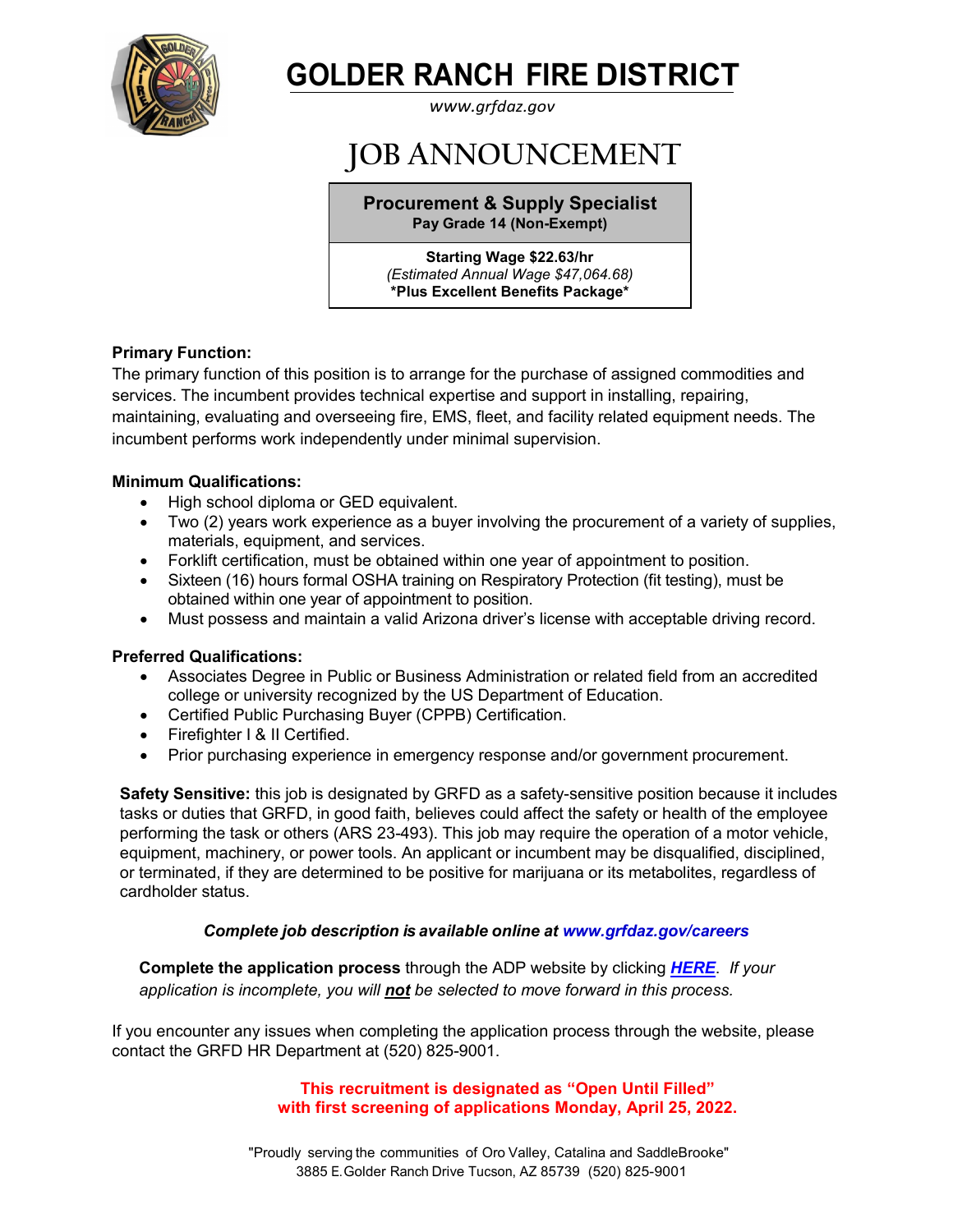# GOLDER RANCH FIRE DISTRICT

*www.grfdaz.gov*

# JOB ANNOUNCEMENT

**Procurement & Supply Specialist**
**Pay Grade 14 (Non-Exempt)**

**Starting Wage $22.63/hr**
*(Estimated Annual Wage $47,064.68)*
**\*Plus Excellent Benefits Package\***

**Primary Function:**

The primary function of this position is to arrange for the purchase of assigned commodities and services. The incumbent provides technical expertise and support in installing, repairing, maintaining, evaluating and overseeing fire, EMS, fleet, and facility related equipment needs. The incumbent performs work independently under minimal supervision.

**Minimum Qualifications:**

- High school diploma or GED equivalent.
- Two (2) years work experience as a buyer involving the procurement of a variety of supplies, materials, equipment, and services.
- Forklift certification, must be obtained within one year of appointment to position.
- Sixteen (16) hours formal OSHA training on Respiratory Protection (fit testing), must be obtained within one year of appointment to position.
- Must possess and maintain a valid Arizona driver's license with acceptable driving record.

**Preferred Qualifications:**

- Associates Degree in Public or Business Administration or related field from an accredited college or university recognized by the US Department of Education.
- Certified Public Purchasing Buyer (CPPB) Certification.
- Firefighter I & II Certified.
- Prior purchasing experience in emergency response and/or government procurement.

**Safety Sensitive:** this job is designated by GRFD as a safety-sensitive position because it includes tasks or duties that GRFD, in good faith, believes could affect the safety or health of the employee performing the task or others (ARS 23-493). This job may require the operation of a motor vehicle, equipment, machinery, or power tools. An applicant or incumbent may be disqualified, disciplined, or terminated, if they are determined to be positive for marijuana or its metabolites, regardless of cardholder status.

***Complete job description is available online at www.grfdaz.gov/careers***

**Complete the application process** through the ADP website by clicking ***HERE***. *If your application is incomplete, you will **not** be selected to move forward in this process.*

If you encounter any issues when completing the application process through the website, please contact the GRFD HR Department at (520) 825-9001.

**This recruitment is designated as "Open Until Filled" with first screening of applications Monday, April 25, 2022.**

"Proudly serving the communities of Oro Valley, Catalina and SaddleBrooke"
3885 E. Golder Ranch Drive Tucson, AZ 85739 (520) 825-9001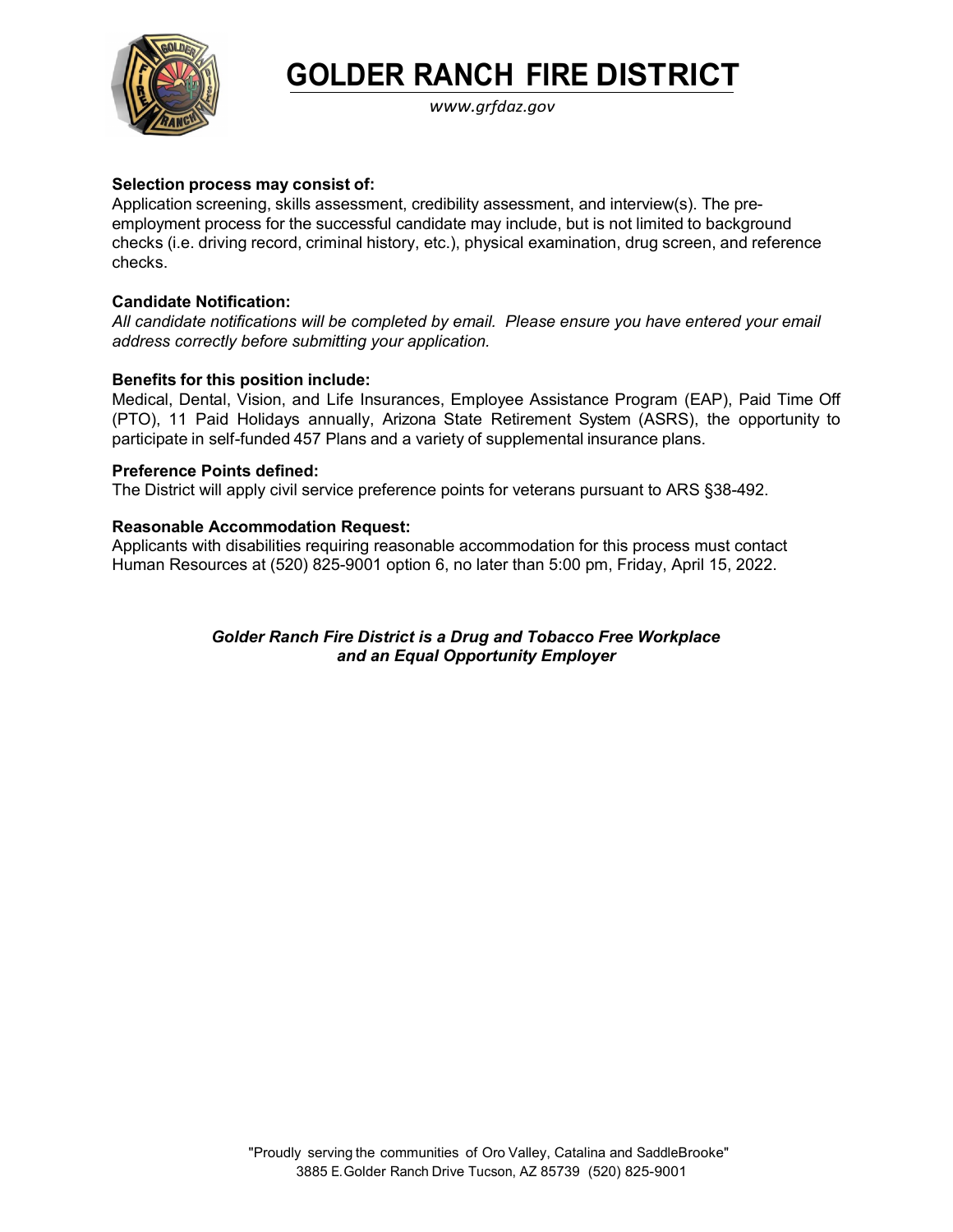# GOLDER RANCH FIRE DISTRICT

*www.grfdaz.gov*

**Selection process may consist of:**
Application screening, skills assessment, credibility assessment, and interview(s). The pre-employment process for the successful candidate may include, but is not limited to background checks (i.e. driving record, criminal history, etc.), physical examination, drug screen, and reference checks.

**Candidate Notification:**
*All candidate notifications will be completed by email. Please ensure you have entered your email address correctly before submitting your application.*

**Benefits for this position include:**
Medical, Dental, Vision, and Life Insurances, Employee Assistance Program (EAP), Paid Time Off (PTO), 11 Paid Holidays annually, Arizona State Retirement System (ASRS), the opportunity to participate in self-funded 457 Plans and a variety of supplemental insurance plans.

**Preference Points defined:**
The District will apply civil service preference points for veterans pursuant to ARS §38-492.

**Reasonable Accommodation Request:**
Applicants with disabilities requiring reasonable accommodation for this process must contact Human Resources at (520) 825-9001 option 6, no later than 5:00 pm, Friday, April 15, 2022.

***Golder Ranch Fire District is a Drug and Tobacco Free Workplace and an Equal Opportunity Employer***

"Proudly serving the communities of Oro Valley, Catalina and SaddleBrooke"
3885 E. Golder Ranch Drive Tucson, AZ 85739 (520) 825-9001